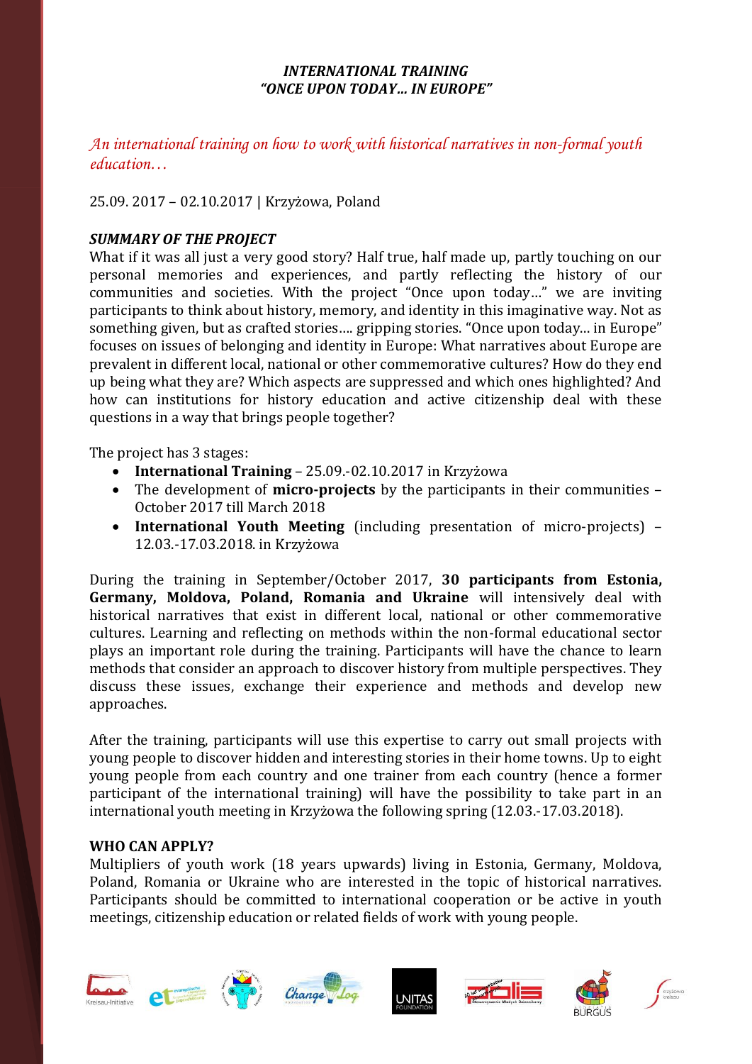***INTERNATIONAL TRAINING***
***"ONCE UPON TODAY… IN EUROPE"***

*An international training on how to work with historical narratives in non-formal youth education…*

25.09. 2017 – 02.10.2017 | Krzyżowa, Poland

***SUMMARY OF THE PROJECT***

What if it was all just a very good story? Half true, half made up, partly touching on our personal memories and experiences, and partly reflecting the history of our communities and societies. With the project "Once upon today…" we are inviting participants to think about history, memory, and identity in this imaginative way. Not as something given, but as crafted stories…. gripping stories. "Once upon today… in Europe" focuses on issues of belonging and identity in Europe: What narratives about Europe are prevalent in different local, national or other commemorative cultures? How do they end up being what they are? Which aspects are suppressed and which ones highlighted? And how can institutions for history education and active citizenship deal with these questions in a way that brings people together?

The project has 3 stages:

- **International Training** – 25.09.-02.10.2017 in Krzyżowa
- The development of **micro-projects** by the participants in their communities – October 2017 till March 2018
- **International Youth Meeting** (including presentation of micro-projects) – 12.03.-17.03.2018. in Krzyżowa

During the training in September/October 2017, **30 participants from Estonia, Germany, Moldova, Poland, Romania and Ukraine** will intensively deal with historical narratives that exist in different local, national or other commemorative cultures. Learning and reflecting on methods within the non-formal educational sector plays an important role during the training. Participants will have the chance to learn methods that consider an approach to discover history from multiple perspectives. They discuss these issues, exchange their experience and methods and develop new approaches.

After the training, participants will use this expertise to carry out small projects with young people to discover hidden and interesting stories in their home towns. Up to eight young people from each country and one trainer from each country (hence a former participant of the international training) will have the possibility to take part in an international youth meeting in Krzyżowa the following spring (12.03.-17.03.2018).

**WHO CAN APPLY?**

Multipliers of youth work (18 years upwards) living in Estonia, Germany, Moldova, Poland, Romania or Ukraine who are interested in the topic of historical narratives. Participants should be committed to international cooperation or be active in youth meetings, citizenship education or related fields of work with young people.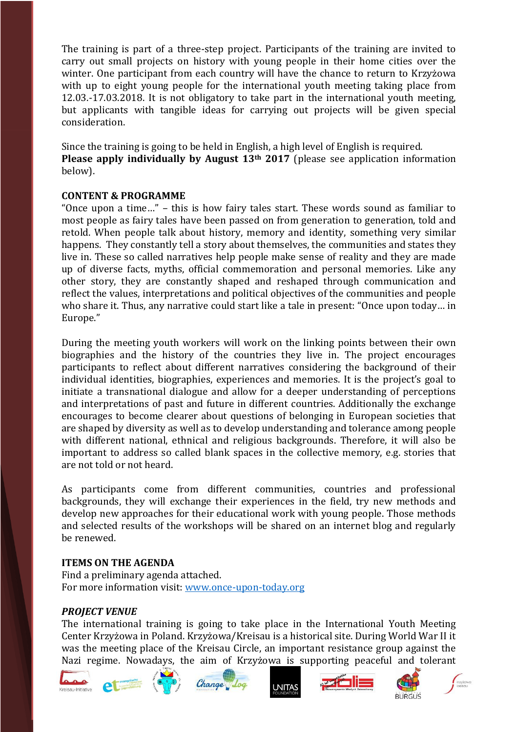The training is part of a three-step project. Participants of the training are invited to carry out small projects on history with young people in their home cities over the winter. One participant from each country will have the chance to return to Krzyżowa with up to eight young people for the international youth meeting taking place from 12.03.-17.03.2018. It is not obligatory to take part in the international youth meeting, but applicants with tangible ideas for carrying out projects will be given special consideration.

Since the training is going to be held in English, a high level of English is required.
**Please apply individually by August 13th 2017** (please see application information below).

**CONTENT & PROGRAMME**

"Once upon a time…" – this is how fairy tales start. These words sound as familiar to most people as fairy tales have been passed on from generation to generation, told and retold. When people talk about history, memory and identity, something very similar happens. They constantly tell a story about themselves, the communities and states they live in. These so called narratives help people make sense of reality and they are made up of diverse facts, myths, official commemoration and personal memories. Like any other story, they are constantly shaped and reshaped through communication and reflect the values, interpretations and political objectives of the communities and people who share it. Thus, any narrative could start like a tale in present: "Once upon today… in Europe."

During the meeting youth workers will work on the linking points between their own biographies and the history of the countries they live in. The project encourages participants to reflect about different narratives considering the background of their individual identities, biographies, experiences and memories. It is the project's goal to initiate a transnational dialogue and allow for a deeper understanding of perceptions and interpretations of past and future in different countries. Additionally the exchange encourages to become clearer about questions of belonging in European societies that are shaped by diversity as well as to develop understanding and tolerance among people with different national, ethnical and religious backgrounds. Therefore, it will also be important to address so called blank spaces in the collective memory, e.g. stories that are not told or not heard.

As participants come from different communities, countries and professional backgrounds, they will exchange their experiences in the field, try new methods and develop new approaches for their educational work with young people. Those methods and selected results of the workshops will be shared on an internet blog and regularly be renewed.

**ITEMS ON THE AGENDA**

Find a preliminary agenda attached.
For more information visit: www.once-upon-today.org

***PROJECT VENUE***

The international training is going to take place in the International Youth Meeting Center Krzyżowa in Poland. Krzyżowa/Kreisau is a historical site. During World War II it was the meeting place of the Kreisau Circle, an important resistance group against the Nazi regime. Nowadays, the aim of Krzyżowa is supporting peaceful and tolerant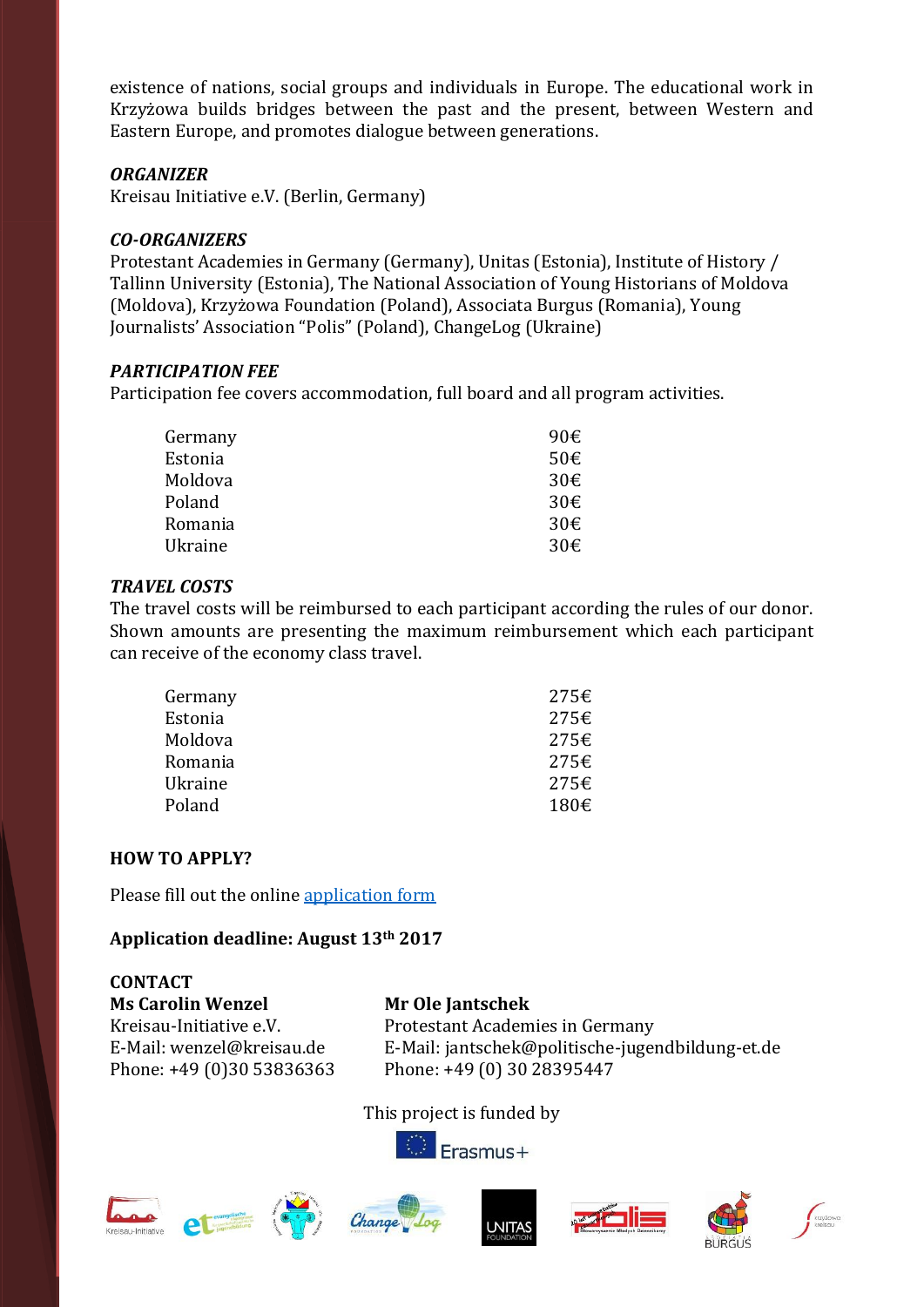existence of nations, social groups and individuals in Europe. The educational work in Krzyżowa builds bridges between the past and the present, between Western and Eastern Europe, and promotes dialogue between generations.

***ORGANIZER***

Kreisau Initiative e.V. (Berlin, Germany)

***CO-ORGANIZERS***

Protestant Academies in Germany (Germany), Unitas (Estonia), Institute of History / Tallinn University (Estonia), The National Association of Young Historians of Moldova (Moldova), Krzyżowa Foundation (Poland), Associata Burgus (Romania), Young Journalists' Association "Polis" (Poland), ChangeLog (Ukraine)

***PARTICIPATION FEE***

Participation fee covers accommodation, full board and all program activities.

| | |
|---|---|
| Germany | 90€ |
| Estonia | 50€ |
| Moldova | 30€ |
| Poland | 30€ |
| Romania | 30€ |
| Ukraine | 30€ |

***TRAVEL COSTS***

The travel costs will be reimbursed to each participant according the rules of our donor. Shown amounts are presenting the maximum reimbursement which each participant can receive of the economy class travel.

| | |
|---|---|
| Germany | 275€ |
| Estonia | 275€ |
| Moldova | 275€ |
| Romania | 275€ |
| Ukraine | 275€ |
| Poland | 180€ |

**HOW TO APPLY?**

Please fill out the online application form

**Application deadline: August 13th 2017**

**CONTACT**

**Ms Carolin Wenzel**
Kreisau-Initiative e.V.
E-Mail: wenzel@kreisau.de
Phone: +49 (0)30 53836363

**Mr Ole Jantschek**
Protestant Academies in Germany
E-Mail: jantschek@politische-jugendbildung-et.de
Phone: +49 (0) 30 28395447

This project is funded by

Erasmus+